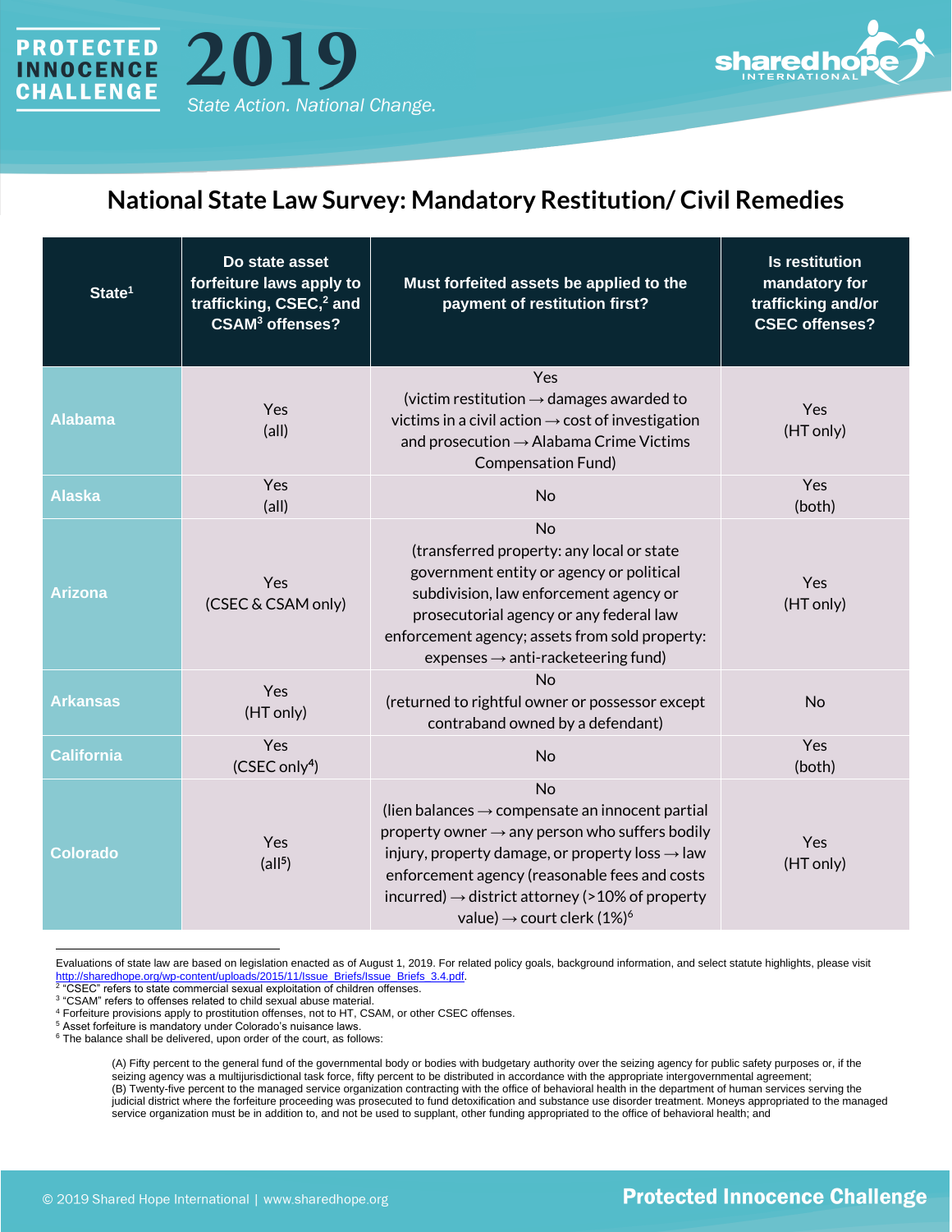# PROTECTED INNOCENCE CHALLENGE 2019

*State Action. National Change.*

## National State Law Survey: Mandatory Restitution/ Civil Remedies

| State[1] | Do state asset forfeiture laws apply to trafficking, CSEC,[2] and CSAM[3] offenses? | Must forfeited assets be applied to the payment of restitution first? | Is restitution mandatory for trafficking and/or CSEC offenses? |
|---|---|---|---|
| Alabama | Yes (all) | Yes (victim restitution → damages awarded to victims in a civil action → cost of investigation and prosecution → Alabama Crime Victims Compensation Fund) | Yes (HT only) |
| Alaska | Yes (all) | No | Yes (both) |
| Arizona | Yes (CSEC & CSAM only) | No (transferred property: any local or state government entity or agency or political subdivision, law enforcement agency or prosecutorial agency or any federal law enforcement agency; assets from sold property: expenses → anti-racketeering fund) | Yes (HT only) |
| Arkansas | Yes (HT only) | No (returned to rightful owner or possessor except contraband owned by a defendant) | No |
| California | Yes (CSEC only[4]) | No | Yes (both) |
| Colorado | Yes (all[5]) | No (lien balances → compensate an innocent partial property owner → any person who suffers bodily injury, property damage, or property loss → law enforcement agency (reasonable fees and costs incurred) → district attorney (>10% of property value) → court clerk (1%)[6] | Yes (HT only) |

Evaluations of state law are based on legislation enacted as of August 1, 2019. For related policy goals, background information, and select statute highlights, please visit http://sharedhope.org/wp-content/uploads/2015/11/Issue_Briefs/Issue_Briefs_3.4.pdf.

[2] "CSEC" refers to state commercial sexual exploitation of children offenses.

[3] "CSAM" refers to offenses related to child sexual abuse material.

[4] Forfeiture provisions apply to prostitution offenses, not to HT, CSAM, or other CSEC offenses.

[5] Asset forfeiture is mandatory under Colorado's nuisance laws.

[6] The balance shall be delivered, upon order of the court, as follows:

> (A) Fifty percent to the general fund of the governmental body or bodies with budgetary authority over the seizing agency for public safety purposes or, if the seizing agency was a multijurisdictional task force, fifty percent to be distributed in accordance with the appropriate intergovernmental agreement;
> (B) Twenty-five percent to the managed service organization contracting with the office of behavioral health in the department of human services serving the judicial district where the forfeiture proceeding was prosecuted to fund detoxification and substance use disorder treatment. Moneys appropriated to the managed service organization must be in addition to, and not be used to supplant, other funding appropriated to the office of behavioral health; and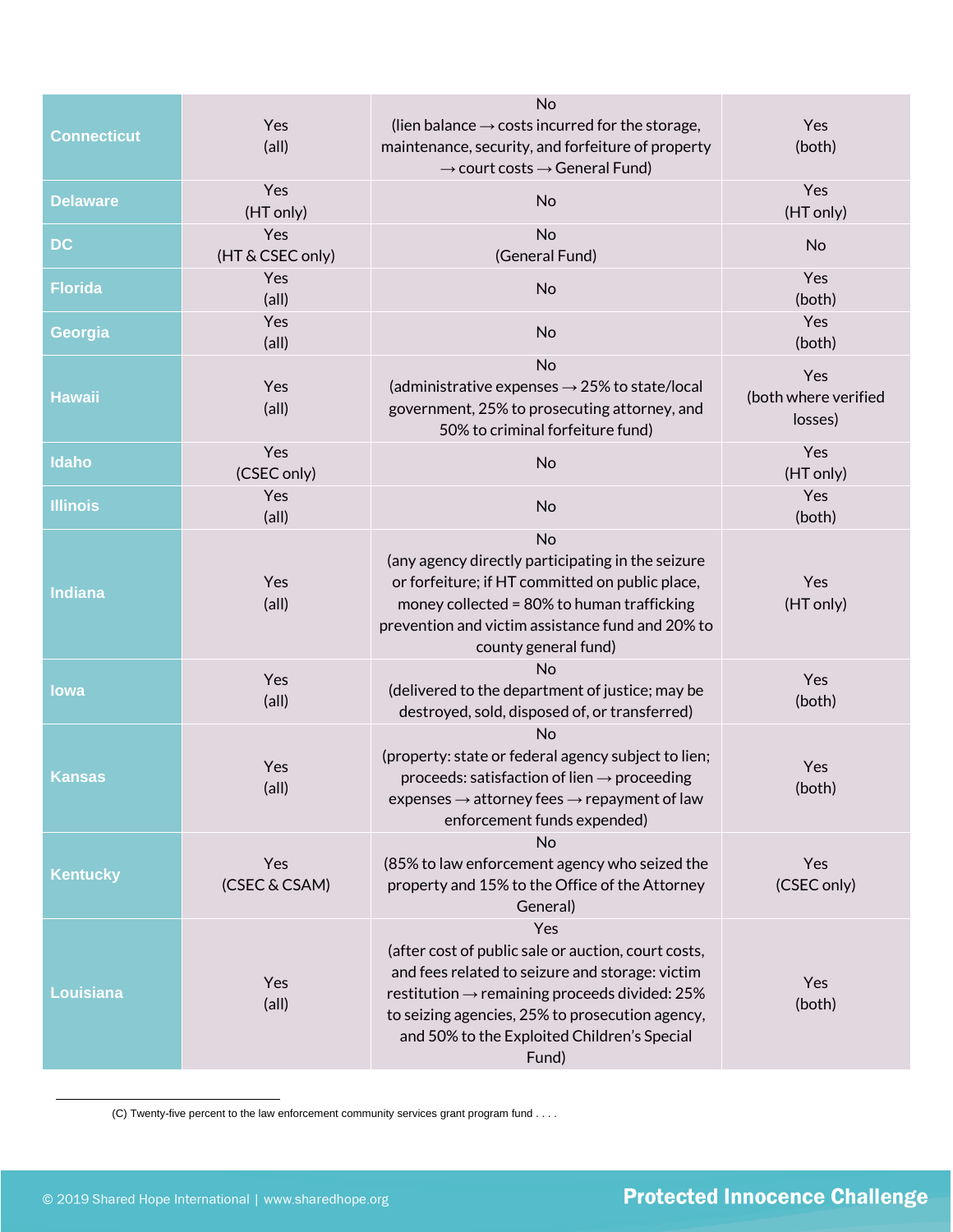| | | | |
|---|---|---|---|
| **Connecticut** | Yes (all) | No (lien balance → costs incurred for the storage, maintenance, security, and forfeiture of property → court costs → General Fund) | Yes (both) |
| **Delaware** | Yes (HT only) | No | Yes (HT only) |
| **DC** | Yes (HT & CSEC only) | No (General Fund) | No |
| **Florida** | Yes (all) | No | Yes (both) |
| **Georgia** | Yes (all) | No | Yes (both) |
| **Hawaii** | Yes (all) | No (administrative expenses → 25% to state/local government, 25% to prosecuting attorney, and 50% to criminal forfeiture fund) | Yes (both where verified losses) |
| **Idaho** | Yes (CSEC only) | No | Yes (HT only) |
| **Illinois** | Yes (all) | No | Yes (both) |
| **Indiana** | Yes (all) | No (any agency directly participating in the seizure or forfeiture; if HT committed on public place, money collected = 80% to human trafficking prevention and victim assistance fund and 20% to county general fund) | Yes (HT only) |
| **Iowa** | Yes (all) | No (delivered to the department of justice; may be destroyed, sold, disposed of, or transferred) | Yes (both) |
| **Kansas** | Yes (all) | No (property: state or federal agency subject to lien; proceeds: satisfaction of lien → proceeding expenses → attorney fees → repayment of law enforcement funds expended) | Yes (both) |
| **Kentucky** | Yes (CSEC & CSAM) | No (85% to law enforcement agency who seized the property and 15% to the Office of the Attorney General) | Yes (CSEC only) |
| **Louisiana** | Yes (all) | Yes (after cost of public sale or auction, court costs, and fees related to seizure and storage: victim restitution → remaining proceeds divided: 25% to seizing agencies, 25% to prosecution agency, and 50% to the Exploited Children's Special Fund) | Yes (both) |

(C) Twenty-five percent to the law enforcement community services grant program fund . . . .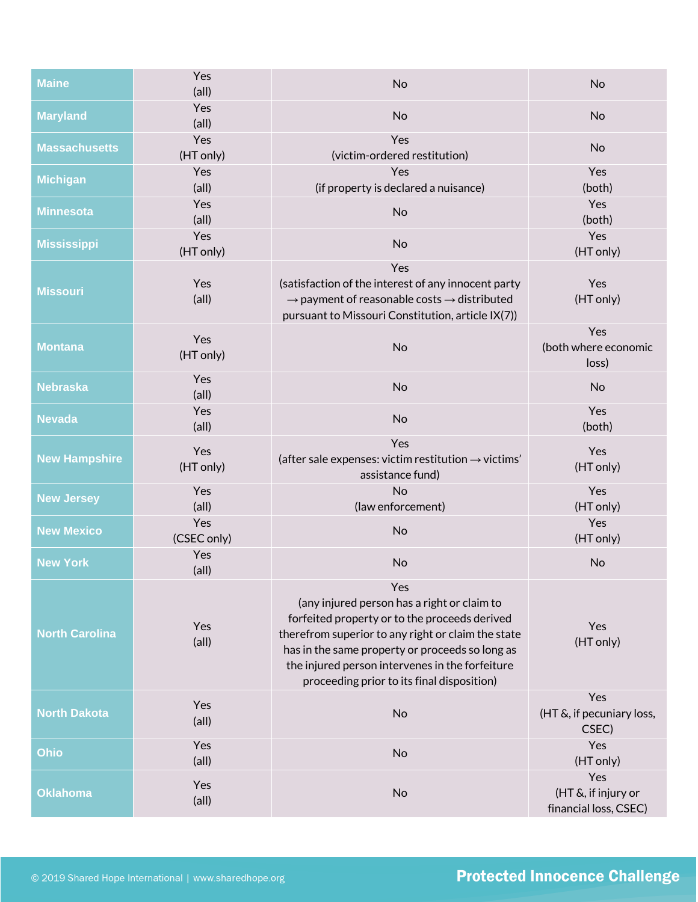| | | | |
|---|---|---|---|
| **Maine** | Yes (all) | No | No |
| **Maryland** | Yes (all) | No | No |
| **Massachusetts** | Yes (HT only) | Yes (victim-ordered restitution) | No |
| **Michigan** | Yes (all) | Yes (if property is declared a nuisance) | Yes (both) |
| **Minnesota** | Yes (all) | No | Yes (both) |
| **Mississippi** | Yes (HT only) | No | Yes (HT only) |
| **Missouri** | Yes (all) | Yes (satisfaction of the interest of any innocent party → payment of reasonable costs → distributed pursuant to Missouri Constitution, article IX(7)) | Yes (HT only) |
| **Montana** | Yes (HT only) | No | Yes (both where economic loss) |
| **Nebraska** | Yes (all) | No | No |
| **Nevada** | Yes (all) | No | Yes (both) |
| **New Hampshire** | Yes (HT only) | Yes (after sale expenses: victim restitution → victims' assistance fund) | Yes (HT only) |
| **New Jersey** | Yes (all) | No (law enforcement) | Yes (HT only) |
| **New Mexico** | Yes (CSEC only) | No | Yes (HT only) |
| **New York** | Yes (all) | No | No |
| **North Carolina** | Yes (all) | Yes (any injured person has a right or claim to forfeited property or to the proceeds derived therefrom superior to any right or claim the state has in the same property or proceeds so long as the injured person intervenes in the forfeiture proceeding prior to its final disposition) | Yes (HT only) |
| **North Dakota** | Yes (all) | No | Yes (HT &, if pecuniary loss, CSEC) |
| **Ohio** | Yes (all) | No | Yes (HT only) |
| **Oklahoma** | Yes (all) | No | Yes (HT &, if injury or financial loss, CSEC) |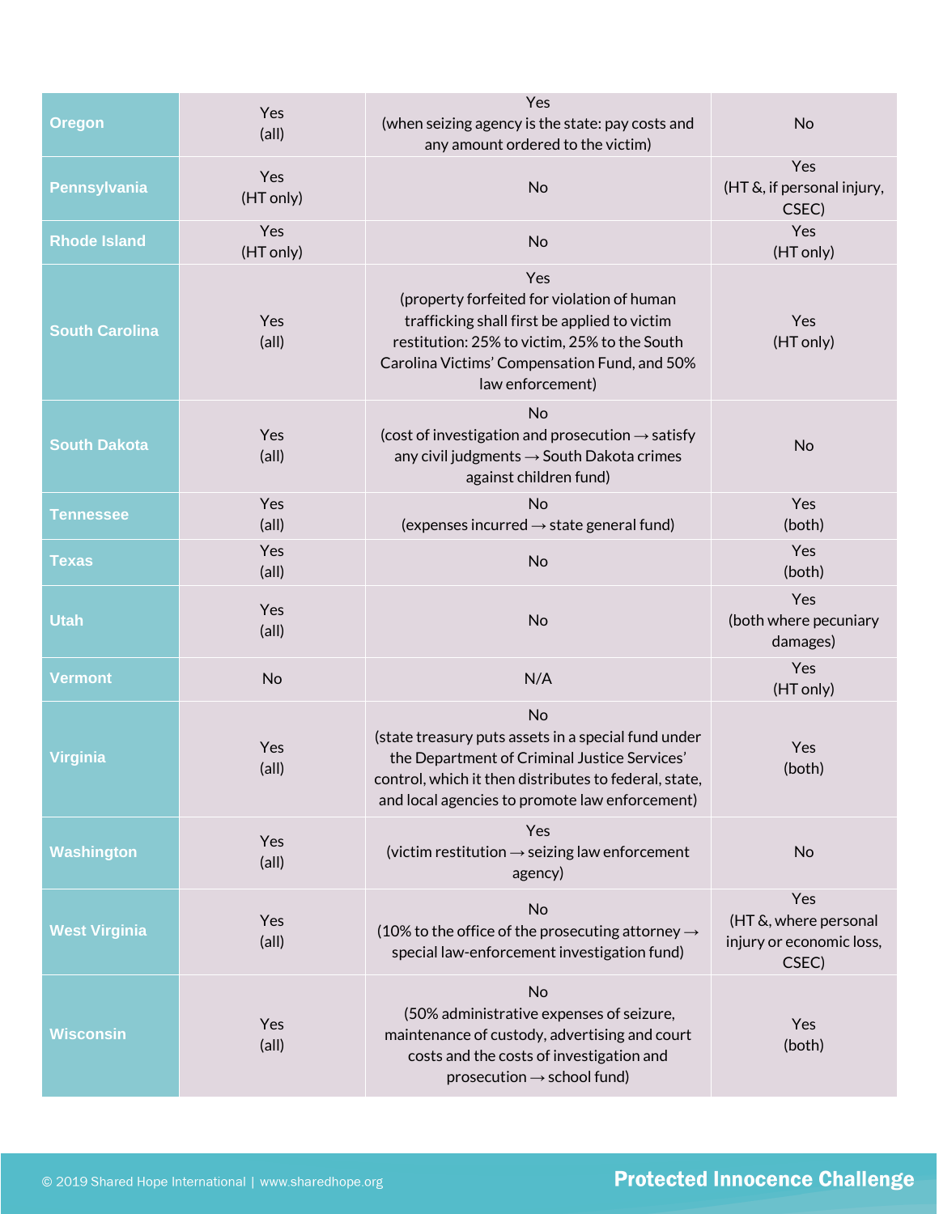| | | | |
|---|---|---|---|
| **Oregon** | Yes (all) | Yes (when seizing agency is the state: pay costs and any amount ordered to the victim) | No |
| **Pennsylvania** | Yes (HT only) | No | Yes (HT &, if personal injury, CSEC) |
| **Rhode Island** | Yes (HT only) | No | Yes (HT only) |
| **South Carolina** | Yes (all) | Yes (property forfeited for violation of human trafficking shall first be applied to victim restitution: 25% to victim, 25% to the South Carolina Victims' Compensation Fund, and 50% law enforcement) | Yes (HT only) |
| **South Dakota** | Yes (all) | No (cost of investigation and prosecution → satisfy any civil judgments → South Dakota crimes against children fund) | No |
| **Tennessee** | Yes (all) | No (expenses incurred → state general fund) | Yes (both) |
| **Texas** | Yes (all) | No | Yes (both) |
| **Utah** | Yes (all) | No | Yes (both where pecuniary damages) |
| **Vermont** | No | N/A | Yes (HT only) |
| **Virginia** | Yes (all) | No (state treasury puts assets in a special fund under the Department of Criminal Justice Services' control, which it then distributes to federal, state, and local agencies to promote law enforcement) | Yes (both) |
| **Washington** | Yes (all) | Yes (victim restitution → seizing law enforcement agency) | No |
| **West Virginia** | Yes (all) | No (10% to the office of the prosecuting attorney → special law-enforcement investigation fund) | Yes (HT &, where personal injury or economic loss, CSEC) |
| **Wisconsin** | Yes (all) | No (50% administrative expenses of seizure, maintenance of custody, advertising and court costs and the costs of investigation and prosecution → school fund) | Yes (both) |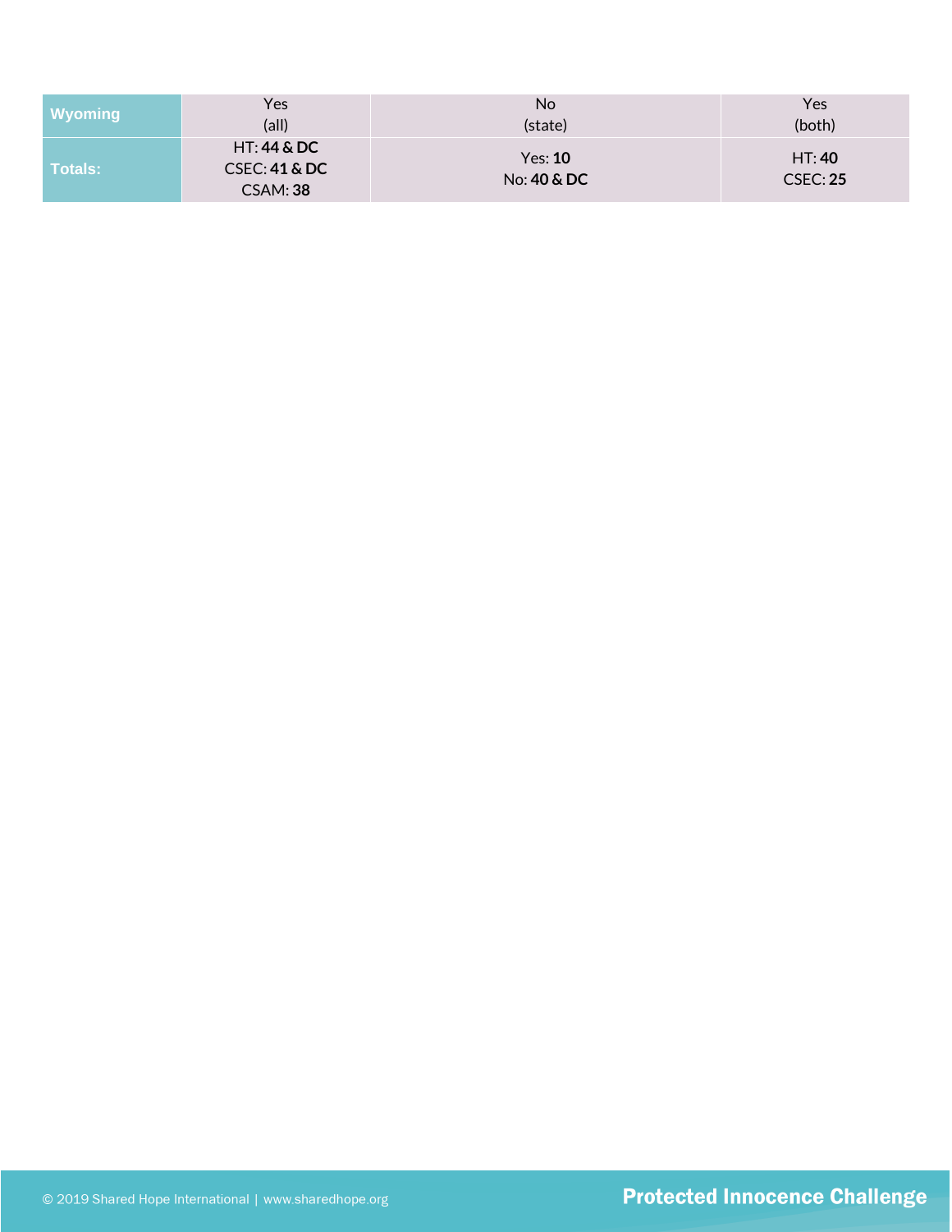| | | | |
|---|---|---|---|
| **Wyoming** | Yes (all) | No (state) | Yes (both) |
| **Totals:** | HT: **44 & DC** CSEC: **41 & DC** CSAM: **38** | Yes: **10** No: **40 & DC** | HT: **40** CSEC: **25** |